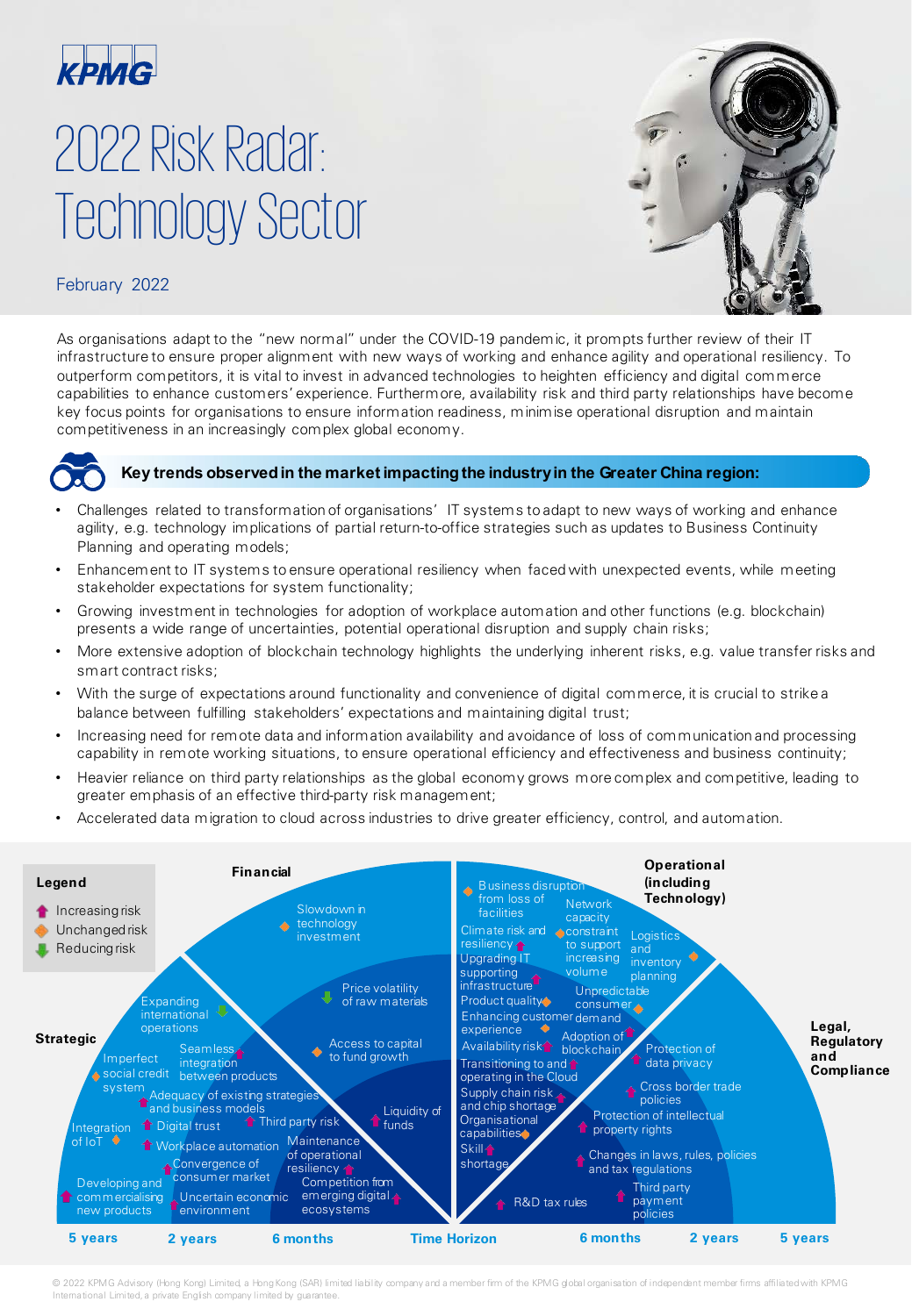KPMG

# 2022 Risk Radar: Technology Sector

February 2022

As organisations adapt to the "new normal" under the COVID-19 pandemic, it prompts further review of their IT infrastructure to ensure proper alignment with new ways of working and enhance agility and operational resiliency. To outperform competitors, it is vital to invest in advanced technologies to heighten efficiency and digital commerce capabilities to enhance customers' experience. Furthermore, availability risk and third party relationships have become key focus points for organisations to ensure information readiness, minimise operational disruption and maintain competitiveness in an increasingly complex global economy.

## Key trends observed in the market impacting the industry in the Greater China region:

- Challenges related to transformation of organisations' IT systems to adapt to new ways of working and enhance agility, e.g. technology implications of partial return-to-office strategies such as updates to Business Continuity Planning and operating models;
- Enhancement to IT systems to ensure operational resiliency when faced with unexpected events, while meeting stakeholder expectations for system functionality;
- Growing investment in technologies for adoption of workplace automation and other functions (e.g. blockchain) presents a wide range of uncertainties, potential operational disruption and supply chain risks;
- More extensive adoption of blockchain technology highlights the underlying inherent risks, e.g. value transfer risks and smart contract risks;
- With the surge of expectations around functionality and convenience of digital commerce, it is crucial to strike a balance between fulfilling stakeholders' expectations and maintaining digital trust;
- Increasing need for remote data and information availability and avoidance of loss of communication and processing capability in remote working situations, to ensure operational efficiency and effectiveness and business continuity;
- Heavier reliance on third party relationships as the global economy grows more complex and competitive, leading to greater emphasis of an effective third-party risk management;
- Accelerated data migration to cloud across industries to drive greater efficiency, control, and automation.

**Legend**
- Increasing risk
- Unchanged risk
- Reducing risk

**Strategic**
- Expanding international operations (Reducing)
- Imperfect social credit system (Unchanged)
- Seamless integration between products (Increasing)
- Adequacy of existing strategies and business models (Increasing)
- Integration of IoT (Unchanged)
- Digital trust (Increasing)
- Workplace automation (Increasing)
- Convergence of consumer market (Increasing)
- Developing and commercialising new products (Increasing)
- Uncertain economic environment (Increasing)

**Financial**
- Slowdown in technology investment (Unchanged)
- Price volatility of raw materials (Reducing)
- Access to capital to fund growth (Unchanged)
- Third party risk (Increasing)
- Liquidity of funds (Increasing)
- Maintenance of operational resiliency (Increasing)
- Competition from emerging digital ecosystems (Increasing)

**Operational (including Technology)**
- Business disruption from loss of facilities (Unchanged)
- Network capacity constraint to support increasing volume (Unchanged)
- Climate risk and resiliency (Increasing)
- Logistics and inventory planning (Unchanged)
- Upgrading IT supporting infrastructure (Increasing)
- Product quality (Unchanged)
- Unpredictable consumer demand (Unchanged)
- Enhancing customer experience (Unchanged)
- Availability risk (Increasing)
- Adoption of blockchain (Increasing)
- Transitioning to and operating in the Cloud (Increasing)
- Supply chain risk and chip shortage (Increasing)
- Organisational capabilities (Unchanged)
- Skill shortage (Increasing)

**Legal, Regulatory and Compliance**
- Protection of data privacy (Increasing)
- Cross border trade policies (Increasing)
- Protection of intellectual property rights (Increasing)
- Changes in laws, rules, policies and tax regulations (Increasing)
- R&D tax rules (Increasing)
- Third party payment policies (Increasing)

Time Horizon: 5 years | 2 years | 6 months | 6 months | 2 years | 5 years

© 2022 KPMG Advisory (Hong Kong) Limited, a Hong Kong (SAR) limited liability company and a member firm of the KPMG global organisation of independent member firms affiliated with KPMG International Limited, a private English company limited by guarantee.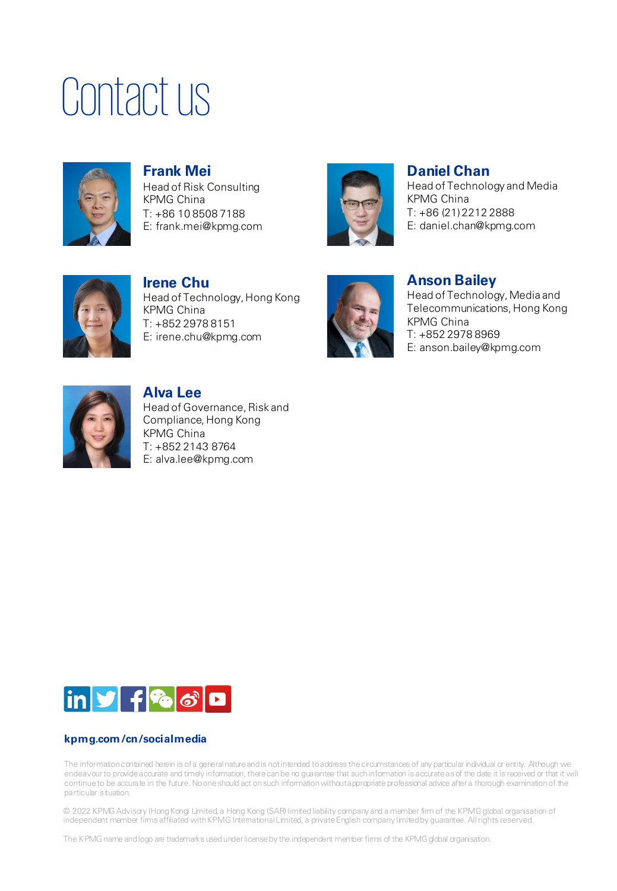# Contact us

**Frank Mei**
Head of Risk Consulting
KPMG China
T: +86 10 8508 7188
E: frank.mei@kpmg.com

**Daniel Chan**
Head of Technology and Media
KPMG China
T: +86 (21) 2212 2888
E: daniel.chan@kpmg.com

**Irene Chu**
Head of Technology, Hong Kong
KPMG China
T: +852 2978 8151
E: irene.chu@kpmg.com

**Anson Bailey**
Head of Technology, Media and Telecommunications, Hong Kong
KPMG China
T: +852 2978 8969
E: anson.bailey@kpmg.com

**Alva Lee**
Head of Governance, Risk and Compliance, Hong Kong
KPMG China
T: +852 2143 8764
E: alva.lee@kpmg.com

**kpmg.com/cn/socialmedia**

The information contained herein is of a general nature and is not intended to address the circumstances of any particular individual or entity. Although we endeavour to provide accurate and timely information, there can be no guarantee that such information is accurate as of the date it is received or that it will continue to be accurate in the future. No one should act on such information without appropriate professional advice after a thorough examination of the particular situation.

© 2022 KPMG Advisory (Hong Kong) Limited, a Hong Kong (SAR) limited liability company and a member firm of the KPMG global organisation of independent member firms affiliated with KPMG International Limited, a private English company limited by guarantee. All rights reserved.

The KPMG name and logo are trademarks used under license by the independent member firms of the KPMG global organisation.